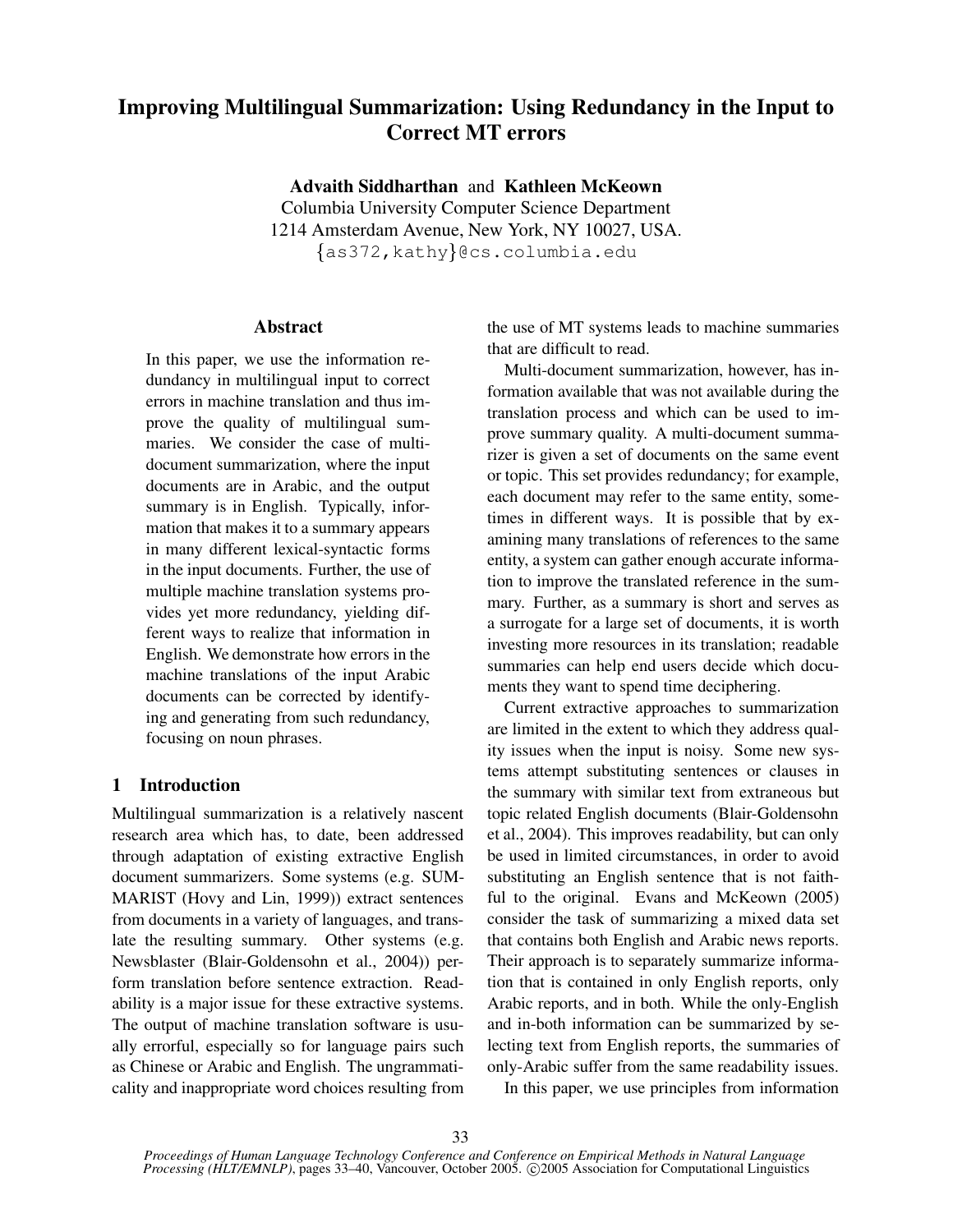# Improving Multilingual Summarization: Using Redundancy in the Input to Correct MT errors

**Advaith Siddharthan** and **Kathleen McKeown**
Columbia University Computer Science Department
1214 Amsterdam Avenue, New York, NY 10027, USA.
{as372,kathy}@cs.columbia.edu

## Abstract

In this paper, we use the information redundancy in multilingual input to correct errors in machine translation and thus improve the quality of multilingual summaries. We consider the case of multi-document summarization, where the input documents are in Arabic, and the output summary is in English. Typically, information that makes it to a summary appears in many different lexical-syntactic forms in the input documents. Further, the use of multiple machine translation systems provides yet more redundancy, yielding different ways to realize that information in English. We demonstrate how errors in the machine translations of the input Arabic documents can be corrected by identifying and generating from such redundancy, focusing on noun phrases.

## 1 Introduction

Multilingual summarization is a relatively nascent research area which has, to date, been addressed through adaptation of existing extractive English document summarizers. Some systems (e.g. SUMMARIST (Hovy and Lin, 1999)) extract sentences from documents in a variety of languages, and translate the resulting summary. Other systems (e.g. Newsblaster (Blair-Goldensohn et al., 2004)) perform translation before sentence extraction. Readability is a major issue for these extractive systems. The output of machine translation software is usually errorful, especially so for language pairs such as Chinese or Arabic and English. The ungrammaticality and inappropriate word choices resulting from the use of MT systems leads to machine summaries that are difficult to read.

Multi-document summarization, however, has information available that was not available during the translation process and which can be used to improve summary quality. A multi-document summarizer is given a set of documents on the same event or topic. This set provides redundancy; for example, each document may refer to the same entity, sometimes in different ways. It is possible that by examining many translations of references to the same entity, a system can gather enough accurate information to improve the translated reference in the summary. Further, as a summary is short and serves as a surrogate for a large set of documents, it is worth investing more resources in its translation; readable summaries can help end users decide which documents they want to spend time deciphering.

Current extractive approaches to summarization are limited in the extent to which they address quality issues when the input is noisy. Some new systems attempt substituting sentences or clauses in the summary with similar text from extraneous but topic related English documents (Blair-Goldensohn et al., 2004). This improves readability, but can only be used in limited circumstances, in order to avoid substituting an English sentence that is not faithful to the original. Evans and McKeown (2005) consider the task of summarizing a mixed data set that contains both English and Arabic news reports. Their approach is to separately summarize information that is contained in only English reports, only Arabic reports, and in both. While the only-English and in-both information can be summarized by selecting text from English reports, the summaries of only-Arabic suffer from the same readability issues.

In this paper, we use principles from information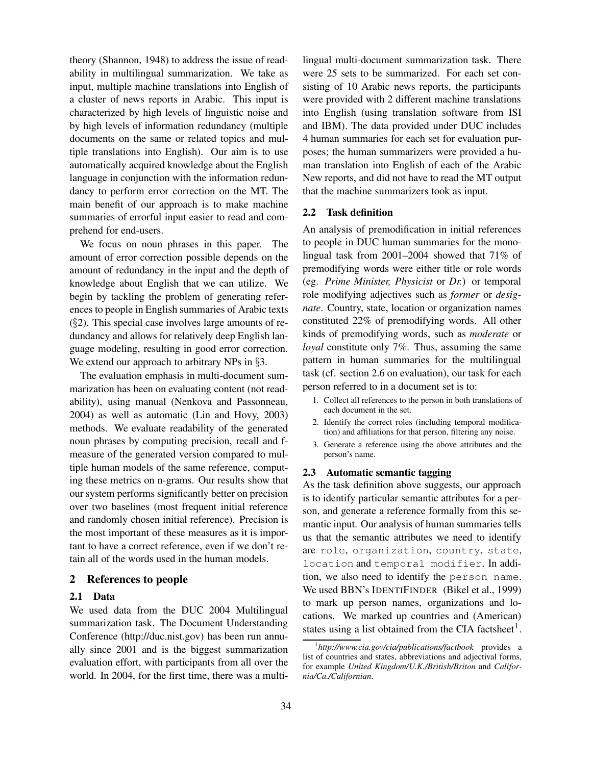theory (Shannon, 1948) to address the issue of readability in multilingual summarization. We take as input, multiple machine translations into English of a cluster of news reports in Arabic. This input is characterized by high levels of linguistic noise and by high levels of information redundancy (multiple documents on the same or related topics and multiple translations into English). Our aim is to use automatically acquired knowledge about the English language in conjunction with the information redundancy to perform error correction on the MT. The main benefit of our approach is to make machine summaries of errorful input easier to read and comprehend for end-users.

We focus on noun phrases in this paper. The amount of error correction possible depends on the amount of redundancy in the input and the depth of knowledge about English that we can utilize. We begin by tackling the problem of generating references to people in English summaries of Arabic texts (§2). This special case involves large amounts of redundancy and allows for relatively deep English language modeling, resulting in good error correction. We extend our approach to arbitrary NPs in §3.

The evaluation emphasis in multi-document summarization has been on evaluating content (not readability), using manual (Nenkova and Passonneau, 2004) as well as automatic (Lin and Hovy, 2003) methods. We evaluate readability of the generated noun phrases by computing precision, recall and f-measure of the generated version compared to multiple human models of the same reference, computing these metrics on n-grams. Our results show that our system performs significantly better on precision over two baselines (most frequent initial reference and randomly chosen initial reference). Precision is the most important of these measures as it is important to have a correct reference, even if we don't retain all of the words used in the human models.

## 2 References to people

### 2.1 Data

We used data from the DUC 2004 Multilingual summarization task. The Document Understanding Conference (http://duc.nist.gov) has been run annually since 2001 and is the biggest summarization evaluation effort, with participants from all over the world. In 2004, for the first time, there was a multilingual multi-document summarization task. There were 25 sets to be summarized. For each set consisting of 10 Arabic news reports, the participants were provided with 2 different machine translations into English (using translation software from ISI and IBM). The data provided under DUC includes 4 human summaries for each set for evaluation purposes; the human summarizers were provided a human translation into English of each of the Arabic New reports, and did not have to read the MT output that the machine summarizers took as input.

### 2.2 Task definition

An analysis of premodification in initial references to people in DUC human summaries for the monolingual task from 2001–2004 showed that 71% of premodifying words were either title or role words (eg. *Prime Minister, Physicist* or *Dr.*) or temporal role modifying adjectives such as *former* or *designate*. Country, state, location or organization names constituted 22% of premodifying words. All other kinds of premodifying words, such as *moderate* or *loyal* constitute only 7%. Thus, assuming the same pattern in human summaries for the multilingual task (cf. section 2.6 on evaluation), our task for each person referred to in a document set is to:

1. Collect all references to the person in both translations of each document in the set.
2. Identify the correct roles (including temporal modification) and affiliations for that person, filtering any noise.
3. Generate a reference using the above attributes and the person's name.

### 2.3 Automatic semantic tagging

As the task definition above suggests, our approach is to identify particular semantic attributes for a person, and generate a reference formally from this semantic input. Our analysis of human summaries tells us that the semantic attributes we need to identify are `role`, `organization`, `country`, `state`, `location` and `temporal modifier`. In addition, we also need to identify the `person name`. We used BBN's IDENTIFINDER (Bikel et al., 1999) to mark up person names, organizations and locations. We marked up countries and (American) states using a list obtained from the CIA factsheet[1].

[1] *http://www.cia.gov/cia/publications/factbook* provides a list of countries and states, abbreviations and adjectival forms, for example *United Kingdom/U.K./British/Briton* and *California/Ca./Californian*.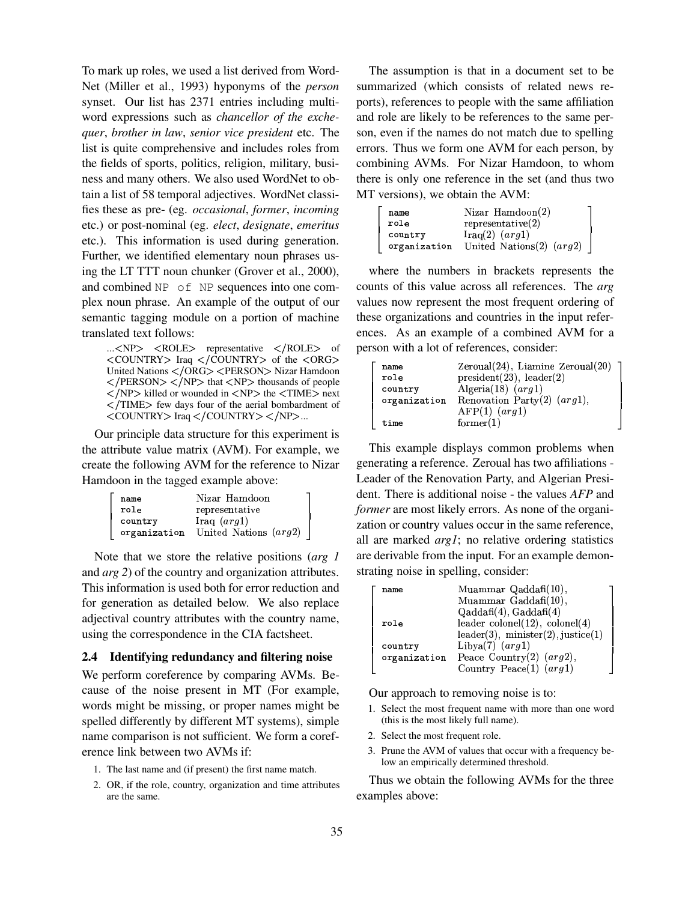To mark up roles, we used a list derived from WordNet (Miller et al., 1993) hyponyms of the *person* synset. Our list has 2371 entries including multiword expressions such as *chancellor of the exchequer*, *brother in law*, *senior vice president* etc. The list is quite comprehensive and includes roles from the fields of sports, politics, religion, military, business and many others. We also used WordNet to obtain a list of 58 temporal adjectives. WordNet classifies these as pre- (eg. *occasional*, *former*, *incoming* etc.) or post-nominal (eg. *elect*, *designate*, *emeritus* etc.). This information is used during generation. Further, we identified elementary noun phrases using the LT TTT noun chunker (Grover et al., 2000), and combined `NP of NP` sequences into one complex noun phrase. An example of the output of our semantic tagging module on a portion of machine translated text follows:

> ...<NP> <ROLE> representative </ROLE> of <COUNTRY> Iraq </COUNTRY> of the <ORG> United Nations </ORG> <PERSON> Nizar Hamdoon </PERSON> </NP> that <NP> thousands of people </NP> killed or wounded in <NP> the <TIME> next </TIME> few days four of the aerial bombardment of <COUNTRY> Iraq </COUNTRY> </NP>...

Our principle data structure for this experiment is the attribute value matrix (AVM). For example, we create the following AVM for the reference to Nizar Hamdoon in the tagged example above:

| | |
|---|---|
| name | Nizar Hamdoon |
| role | representative |
| country | Iraq ($arg1$) |
| organization | United Nations ($arg2$) |

Note that we store the relative positions (*arg 1* and *arg 2*) of the country and organization attributes. This information is used both for error reduction and for generation as detailed below. We also replace adjectival country attributes with the country name, using the correspondence in the CIA factsheet.

### 2.4 Identifying redundancy and filtering noise

We perform coreference by comparing AVMs. Because of the noise present in MT (For example, words might be missing, or proper names might be spelled differently by different MT systems), simple name comparison is not sufficient. We form a coreference link between two AVMs if:

1. The last name and (if present) the first name match.
2. OR, if the role, country, organization and time attributes are the same.

The assumption is that in a document set to be summarized (which consists of related news reports), references to people with the same affiliation and role are likely to be references to the same person, even if the names do not match due to spelling errors. Thus we form one AVM for each person, by combining AVMs. For Nizar Hamdoon, to whom there is only one reference in the set (and thus two MT versions), we obtain the AVM:

| | |
|---|---|
| name | Nizar Hamdoon(2) |
| role | representative(2) |
| country | Iraq(2) ($arg1$) |
| organization | United Nations(2) ($arg2$) |

where the numbers in brackets represents the counts of this value across all references. The *arg* values now represent the most frequent ordering of these organizations and countries in the input references. As an example of a combined AVM for a person with a lot of references, consider:

| | |
|---|---|
| name | Zeroual(24), Liamine Zeroual(20) |
| role | president(23), leader(2) |
| country | Algeria(18) ($arg1$) |
| organization | Renovation Party(2) ($arg1$), AFP(1) ($arg1$) |
| time | former(1) |

This example displays common problems when generating a reference. Zeroual has two affiliations - Leader of the Renovation Party, and Algerian President. There is additional noise - the values *AFP* and *former* are most likely errors. As none of the organization or country values occur in the same reference, all are marked *arg1*; no relative ordering statistics are derivable from the input. For an example demonstrating noise in spelling, consider:

| | |
|---|---|
| name | Muammar Qaddafi(10), Muammar Gaddafi(10), Qaddafi(4), Gaddafi(4) |
| role | leader colonel(12), colonel(4) leader(3), minister(2), justice(1) |
| country | Libya(7) ($arg1$) |
| organization | Peace Country(2) ($arg2$), Country Peace(1) ($arg1$) |

Our approach to removing noise is to:

1. Select the most frequent name with more than one word (this is the most likely full name).
2. Select the most frequent role.
3. Prune the AVM of values that occur with a frequency below an empirically determined threshold.

Thus we obtain the following AVMs for the three examples above: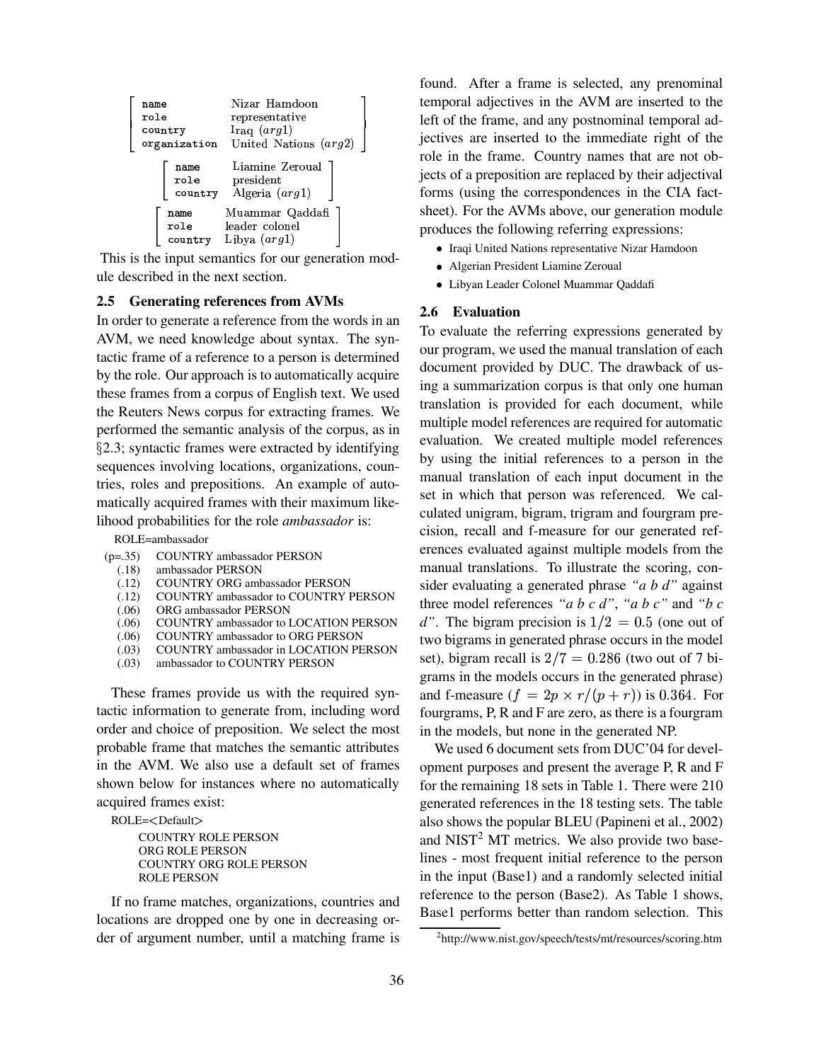| | |
|---|---|
| name | Nizar Hamdoon |
| role | representative |
| country | Iraq ($arg1$) |
| organization | United Nations ($arg2$) |

| | |
|---|---|
| name | Liamine Zeroual |
| role | president |
| country | Algeria ($arg1$) |

| | |
|---|---|
| name | Muammar Qaddafi |
| role | leader colonel |
| country | Libya ($arg1$) |

This is the input semantics for our generation module described in the next section.

### 2.5 Generating references from AVMs

In order to generate a reference from the words in an AVM, we need knowledge about syntax. The syntactic frame of a reference to a person is determined by the role. Our approach is to automatically acquire these frames from a corpus of English text. We used the Reuters News corpus for extracting frames. We performed the semantic analysis of the corpus, as in §2.3; syntactic frames were extracted by identifying sequences involving locations, organizations, countries, roles and prepositions. An example of automatically acquired frames with their maximum likelihood probabilities for the role *ambassador* is:

ROLE=ambassador

| | |
|---|---|
| (p=.35) | COUNTRY ambassador PERSON |
| (.18) | ambassador PERSON |
| (.12) | COUNTRY ORG ambassador PERSON |
| (.12) | COUNTRY ambassador to COUNTRY PERSON |
| (.06) | ORG ambassador PERSON |
| (.06) | COUNTRY ambassador to LOCATION PERSON |
| (.06) | COUNTRY ambassador to ORG PERSON |
| (.03) | COUNTRY ambassador in LOCATION PERSON |
| (.03) | ambassador to COUNTRY PERSON |

These frames provide us with the required syntactic information to generate from, including word order and choice of preposition. We select the most probable frame that matches the semantic attributes in the AVM. We also use a default set of frames shown below for instances where no automatically acquired frames exist:

ROLE=<Default>

COUNTRY ROLE PERSON
ORG ROLE PERSON
COUNTRY ORG ROLE PERSON
ROLE PERSON

If no frame matches, organizations, countries and locations are dropped one by one in decreasing order of argument number, until a matching frame is found. After a frame is selected, any prenominal temporal adjectives in the AVM are inserted to the left of the frame, and any postnominal temporal adjectives are inserted to the immediate right of the role in the frame. Country names that are not objects of a preposition are replaced by their adjectival forms (using the correspondences in the CIA factsheet). For the AVMs above, our generation module produces the following referring expressions:

- Iraqi United Nations representative Nizar Hamdoon
- Algerian President Liamine Zeroual
- Libyan Leader Colonel Muammar Qaddafi

### 2.6 Evaluation

To evaluate the referring expressions generated by our program, we used the manual translation of each document provided by DUC. The drawback of using a summarization corpus is that only one human translation is provided for each document, while multiple model references are required for automatic evaluation. We created multiple model references by using the initial references to a person in the manual translation of each input document in the set in which that person was referenced. We calculated unigram, bigram, trigram and fourgram precision, recall and f-measure for our generated references evaluated against multiple models from the manual translations. To illustrate the scoring, consider evaluating a generated phrase *"a b d"* against three model references *"a b c d"*, *"a b c"* and *"b c d"*. The bigram precision is $1/2 = 0.5$ (one out of two bigrams in generated phrase occurs in the model set), bigram recall is $2/7 = 0.286$ (two out of 7 bigrams in the models occurs in the generated phrase) and f-measure ($f = 2p \times r/(p + r)$) is $0.364$. For fourgrams, P, R and F are zero, as there is a fourgram in the models, but none in the generated NP.

We used 6 document sets from DUC'04 for development purposes and present the average P, R and F for the remaining 18 sets in Table 1. There were 210 generated references in the 18 testing sets. The table also shows the popular BLEU (Papineni et al., 2002) and NIST[2] MT metrics. We also provide two baselines - most frequent initial reference to the person in the input (Base1) and a randomly selected initial reference to the person (Base2). As Table 1 shows, Base1 performs better than random selection. This

[2] http://www.nist.gov/speech/tests/mt/resources/scoring.htm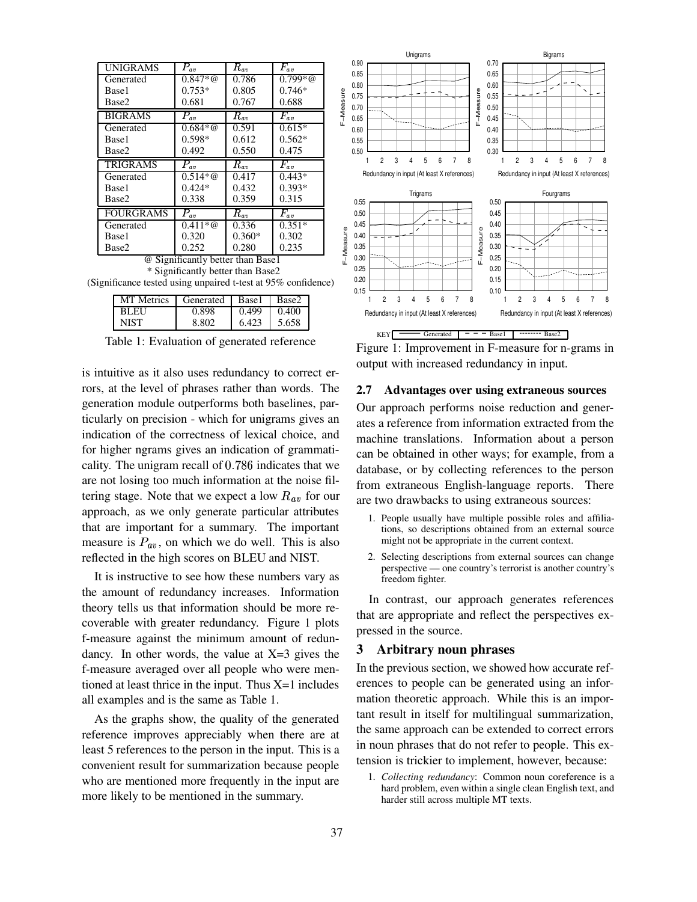| UNIGRAMS | $P_{av}$ | $R_{av}$ | $F_{av}$ |
|---|---|---|---|
| Generated | 0.847*@ | 0.786 | 0.799*@ |
| Base1 | 0.753* | 0.805 | 0.746* |
| Base2 | 0.681 | 0.767 | 0.688 |
| **BIGRAMS** | $P_{av}$ | $R_{av}$ | $F_{av}$ |
| Generated | 0.684*@ | 0.591 | 0.615* |
| Base1 | 0.598* | 0.612 | 0.562* |
| Base2 | 0.492 | 0.550 | 0.475 |
| **TRIGRAMS** | $P_{av}$ | $R_{av}$ | $F_{av}$ |
| Generated | 0.514*@ | 0.417 | 0.443* |
| Base1 | 0.424* | 0.432 | 0.393* |
| Base2 | 0.338 | 0.359 | 0.315 |
| **FOURGRAMS** | $P_{av}$ | $R_{av}$ | $F_{av}$ |
| Generated | 0.411*@ | 0.336 | 0.351* |
| Base1 | 0.320 | 0.360* | 0.302 |
| Base2 | 0.252 | 0.280 | 0.235 |

@ Significantly better than Base1
* Significantly better than Base2
(Significance tested using unpaired t-test at 95% confidence)

| MT Metrics | Generated | Base1 | Base2 |
|---|---|---|---|
| BLEU | 0.898 | 0.499 | 0.400 |
| NIST | 8.802 | 6.423 | 5.658 |

Table 1: Evaluation of generated reference

is intuitive as it also uses redundancy to correct errors, at the level of phrases rather than words. The generation module outperforms both baselines, particularly on precision - which for unigrams gives an indication of the correctness of lexical choice, and for higher ngrams gives an indication of grammaticality. The unigram recall of 0.786 indicates that we are not losing too much information at the noise filtering stage. Note that we expect a low $R_{av}$ for our approach, as we only generate particular attributes that are important for a summary. The important measure is $P_{av}$, on which we do well. This is also reflected in the high scores on BLEU and NIST.

It is instructive to see how these numbers vary as the amount of redundancy increases. Information theory tells us that information should be more recoverable with greater redundancy. Figure 1 plots f-measure against the minimum amount of redundancy. In other words, the value at X=3 gives the f-measure averaged over all people who were mentioned at least thrice in the input. Thus X=1 includes all examples and is the same as Table 1.

As the graphs show, the quality of the generated reference improves appreciably when there are at least 5 references to the person in the input. This is a convenient result for summarization because people who are mentioned more frequently in the input are more likely to be mentioned in the summary.

Figure 1: Improvement in F-measure for n-grams in output with increased redundancy in input.

### 2.7 Advantages over using extraneous sources

Our approach performs noise reduction and generates a reference from information extracted from the machine translations. Information about a person can be obtained in other ways; for example, from a database, or by collecting references to the person from extraneous English-language reports. There are two drawbacks to using extraneous sources:

1. People usually have multiple possible roles and affiliations, so descriptions obtained from an external source might not be appropriate in the current context.
2. Selecting descriptions from external sources can change perspective — one country's terrorist is another country's freedom fighter.

In contrast, our approach generates references that are appropriate and reflect the perspectives expressed in the source.

## 3 Arbitrary noun phrases

In the previous section, we showed how accurate references to people can be generated using an information theoretic approach. While this is an important result in itself for multilingual summarization, the same approach can be extended to correct errors in noun phrases that do not refer to people. This extension is trickier to implement, however, because:

1. *Collecting redundancy*: Common noun coreference is a hard problem, even within a single clean English text, and harder still across multiple MT texts.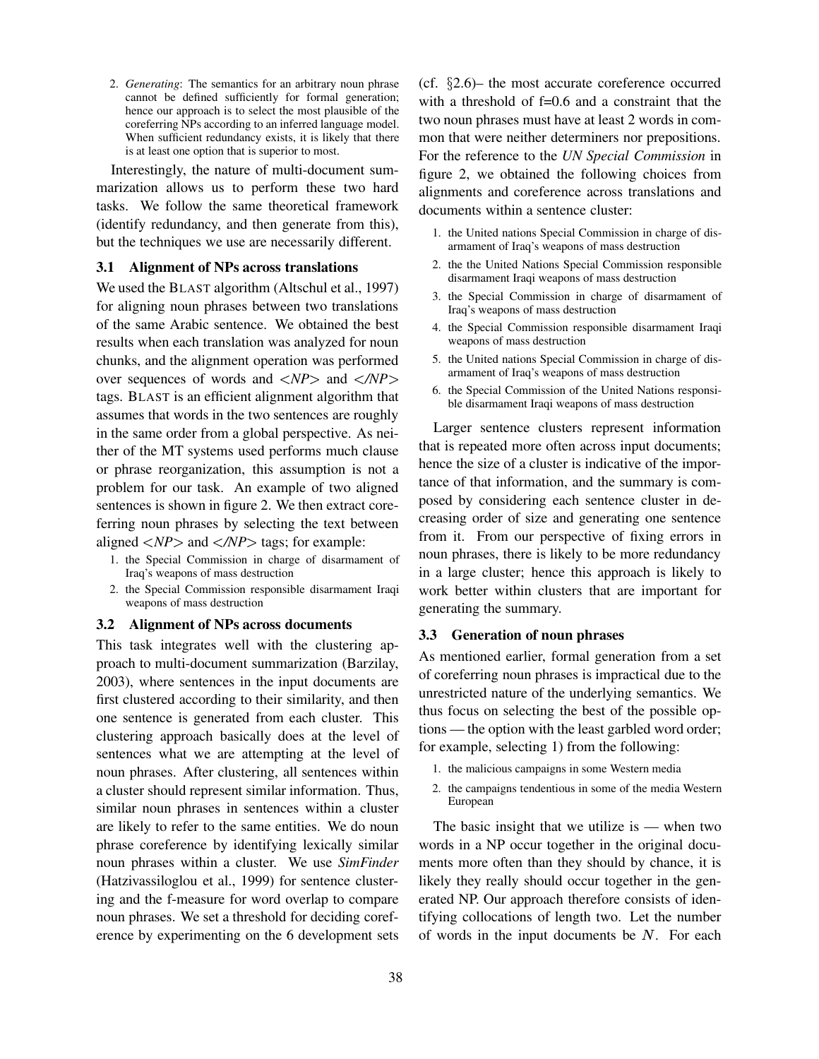2. *Generating*: The semantics for an arbitrary noun phrase cannot be defined sufficiently for formal generation; hence our approach is to select the most plausible of the coreferring NPs according to an inferred language model. When sufficient redundancy exists, it is likely that there is at least one option that is superior to most.

Interestingly, the nature of multi-document summarization allows us to perform these two hard tasks. We follow the same theoretical framework (identify redundancy, and then generate from this), but the techniques we use are necessarily different.

### 3.1 Alignment of NPs across translations

We used the BLAST algorithm (Altschul et al., 1997) for aligning noun phrases between two translations of the same Arabic sentence. We obtained the best results when each translation was analyzed for noun chunks, and the alignment operation was performed over sequences of words and <*NP*> and </*NP*> tags. BLAST is an efficient alignment algorithm that assumes that words in the two sentences are roughly in the same order from a global perspective. As neither of the MT systems used performs much clause or phrase reorganization, this assumption is not a problem for our task. An example of two aligned sentences is shown in figure 2. We then extract coreferring noun phrases by selecting the text between aligned <*NP*> and </*NP*> tags; for example:

1. the Special Commission in charge of disarmament of Iraq's weapons of mass destruction
2. the Special Commission responsible disarmament Iraqi weapons of mass destruction

### 3.2 Alignment of NPs across documents

This task integrates well with the clustering approach to multi-document summarization (Barzilay, 2003), where sentences in the input documents are first clustered according to their similarity, and then one sentence is generated from each cluster. This clustering approach basically does at the level of sentences what we are attempting at the level of noun phrases. After clustering, all sentences within a cluster should represent similar information. Thus, similar noun phrases in sentences within a cluster are likely to refer to the same entities. We do noun phrase coreference by identifying lexically similar noun phrases within a cluster. We use *SimFinder* (Hatzivassiloglou et al., 1999) for sentence clustering and the f-measure for word overlap to compare noun phrases. We set a threshold for deciding coreference by experimenting on the 6 development sets (cf. §2.6)– the most accurate coreference occurred with a threshold of f=0.6 and a constraint that the two noun phrases must have at least 2 words in common that were neither determiners nor prepositions. For the reference to the *UN Special Commission* in figure 2, we obtained the following choices from alignments and coreference across translations and documents within a sentence cluster:

1. the United nations Special Commission in charge of disarmament of Iraq's weapons of mass destruction
2. the the United Nations Special Commission responsible disarmament Iraqi weapons of mass destruction
3. the Special Commission in charge of disarmament of Iraq's weapons of mass destruction
4. the Special Commission responsible disarmament Iraqi weapons of mass destruction
5. the United nations Special Commission in charge of disarmament of Iraq's weapons of mass destruction
6. the Special Commission of the United Nations responsible disarmament Iraqi weapons of mass destruction

Larger sentence clusters represent information that is repeated more often across input documents; hence the size of a cluster is indicative of the importance of that information, and the summary is composed by considering each sentence cluster in decreasing order of size and generating one sentence from it. From our perspective of fixing errors in noun phrases, there is likely to be more redundancy in a large cluster; hence this approach is likely to work better within clusters that are important for generating the summary.

### 3.3 Generation of noun phrases

As mentioned earlier, formal generation from a set of coreferring noun phrases is impractical due to the unrestricted nature of the underlying semantics. We thus focus on selecting the best of the possible options — the option with the least garbled word order; for example, selecting 1) from the following:

1. the malicious campaigns in some Western media
2. the campaigns tendentious in some of the media Western European

The basic insight that we utilize is — when two words in a NP occur together in the original documents more often than they should by chance, it is likely they really should occur together in the generated NP. Our approach therefore consists of identifying collocations of length two. Let the number of words in the input documents be $N$. For each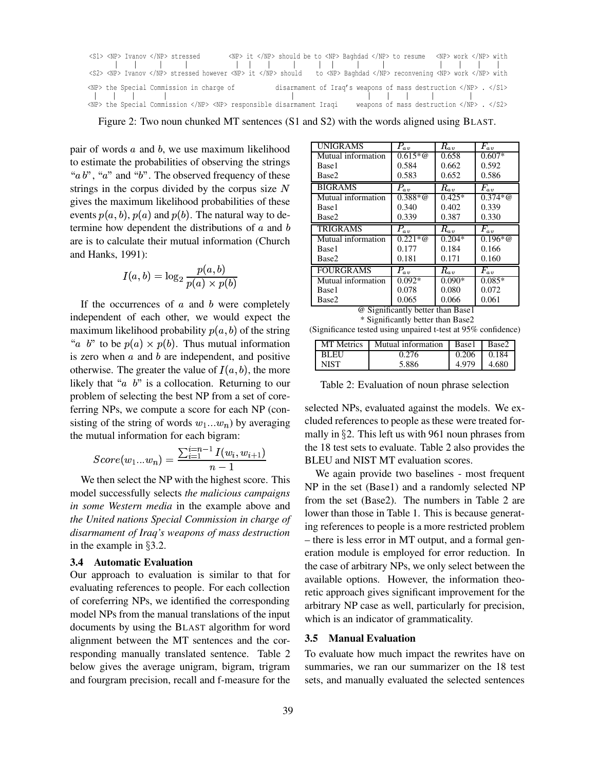```
<S1> <NP> Ivanov </NP> stressed        <NP> it </NP> should be to <NP> Baghdad </NP> to resume   <NP> work </NP> with
        |     |     |      |              |    |    |       |        |     |        |      |            |    |    |     |
<S2> <NP> Ivanov </NP> stressed however <NP> it </NP> should    to <NP> Baghdad </NP> reconvening <NP> work </NP> with

<NP> the Special Commission in charge of            disarmament of Iraq's weapons of mass destruction </NP> . </S1>
  |    |    |       |           |                        |                    |    |    |        |          |
<NP> the Special Commission </NP> <NP> responsible disarmament Iraqi     weapons of mass destruction </NP> . </S2>
```

Figure 2: Two noun chunked MT sentences (S1 and S2) with the words aligned using BLAST.

pair of words $a$ and $b$, we use maximum likelihood to estimate the probabilities of observing the strings "$a\,b$", "$a$" and "$b$". The observed frequency of these strings in the corpus divided by the corpus size $N$ gives the maximum likelihood probabilities of these events $p(a, b)$, $p(a)$ and $p(b)$. The natural way to determine how dependent the distributions of $a$ and $b$ are is to calculate their mutual information (Church and Hanks, 1991):

$$I(a, b) = \log_2 \frac{p(a, b)}{p(a) \times p(b)}$$

If the occurrences of $a$ and $b$ were completely independent of each other, we would expect the maximum likelihood probability $p(a, b)$ of the string "$a$ $b$" to be $p(a) \times p(b)$. Thus mutual information is zero when $a$ and $b$ are independent, and positive otherwise. The greater the value of $I(a, b)$, the more likely that "$a$ $b$" is a collocation. Returning to our problem of selecting the best NP from a set of coreferring NPs, we compute a score for each NP (consisting of the string of words $w_1...w_n$) by averaging the mutual information for each bigram:

$$Score(w_1...w_n) = \frac{\sum_{i=1}^{i=n-1} I(w_i, w_{i+1})}{n-1}$$

We then select the NP with the highest score. This model successfully selects *the malicious campaigns in some Western media* in the example above and *the United nations Special Commission in charge of disarmament of Iraq's weapons of mass destruction* in the example in §3.2.

### 3.4 Automatic Evaluation

Our approach to evaluation is similar to that for evaluating references to people. For each collection of coreferring NPs, we identified the corresponding model NPs from the manual translations of the input documents by using the BLAST algorithm for word alignment between the MT sentences and the corresponding manually translated sentence. Table 2 below gives the average unigram, bigram, trigram and fourgram precision, recall and f-measure for the selected NPs, evaluated against the models. We excluded references to people as these were treated formally in §2. This left us with 961 noun phrases from the 18 test sets to evaluate. Table 2 also provides the BLEU and NIST MT evaluation scores.

| UNIGRAMS | $P_{av}$ | $R_{av}$ | $F_{av}$ |
|---|---|---|---|
| Mutual information | 0.615*@ | 0.658 | 0.607* |
| Base1 | 0.584 | 0.662 | 0.592 |
| Base2 | 0.583 | 0.652 | 0.586 |
| **BIGRAMS** | $P_{av}$ | $R_{av}$ | $F_{av}$ |
| Mutual information | 0.388*@ | 0.425* | 0.374*@ |
| Base1 | 0.340 | 0.402 | 0.339 |
| Base2 | 0.339 | 0.387 | 0.330 |
| **TRIGRAMS** | $P_{av}$ | $R_{av}$ | $F_{av}$ |
| Mutual information | 0.221*@ | 0.204* | 0.196*@ |
| Base1 | 0.177 | 0.184 | 0.166 |
| Base2 | 0.181 | 0.171 | 0.160 |
| **FOURGRAMS** | $P_{av}$ | $R_{av}$ | $F_{av}$ |
| Mutual information | 0.092* | 0.090* | 0.085* |
| Base1 | 0.078 | 0.080 | 0.072 |
| Base2 | 0.065 | 0.066 | 0.061 |

@ Significantly better than Base1

\* Significantly better than Base2

(Significance tested using unpaired t-test at 95% confidence)

| MT Metrics | Mutual information | Base1 | Base2 |
|---|---|---|---|
| BLEU | 0.276 | 0.206 | 0.184 |
| NIST | 5.886 | 4.979 | 4.680 |

Table 2: Evaluation of noun phrase selection

We again provide two baselines - most frequent NP in the set (Base1) and a randomly selected NP from the set (Base2). The numbers in Table 2 are lower than those in Table 1. This is because generating references to people is a more restricted problem – there is less error in MT output, and a formal generation module is employed for error reduction. In the case of arbitrary NPs, we only select between the available options. However, the information theoretic approach gives significant improvement for the arbitrary NP case as well, particularly for precision, which is an indicator of grammaticality.

### 3.5 Manual Evaluation

To evaluate how much impact the rewrites have on summaries, we ran our summarizer on the 18 test sets, and manually evaluated the selected sentences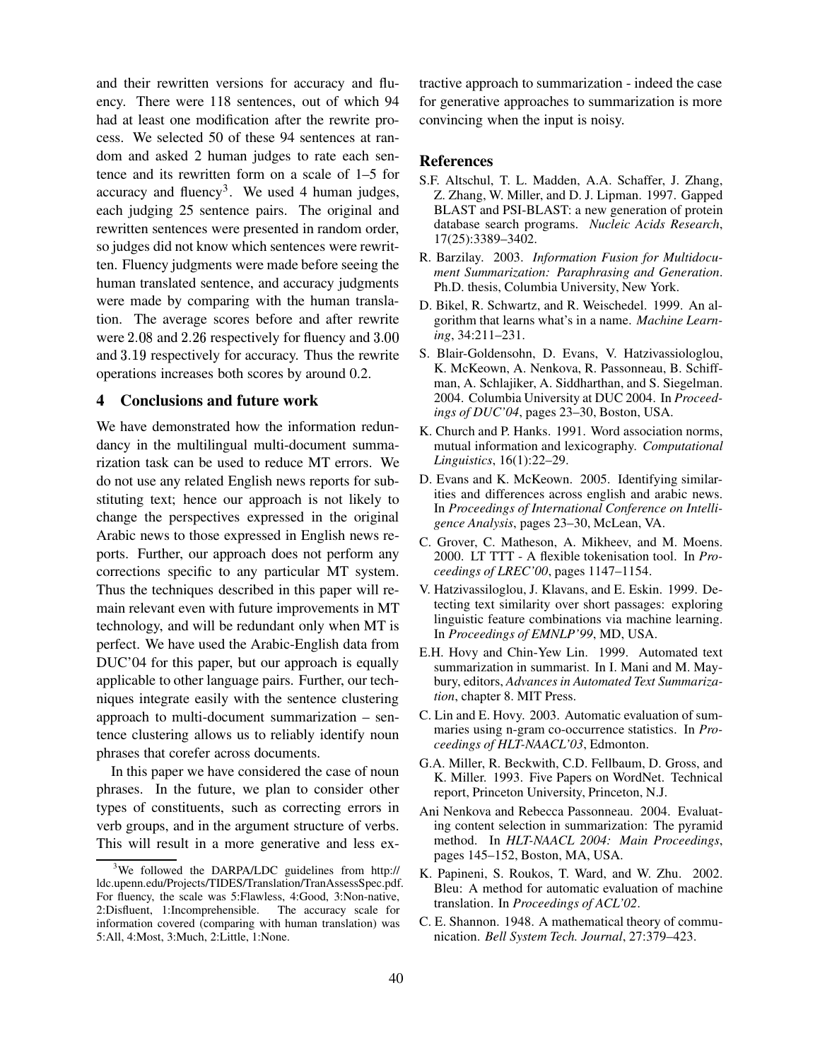and their rewritten versions for accuracy and fluency. There were 118 sentences, out of which 94 had at least one modification after the rewrite process. We selected 50 of these 94 sentences at random and asked 2 human judges to rate each sentence and its rewritten form on a scale of 1–5 for accuracy and fluency[3]. We used 4 human judges, each judging 25 sentence pairs. The original and rewritten sentences were presented in random order, so judges did not know which sentences were rewritten. Fluency judgments were made before seeing the human translated sentence, and accuracy judgments were made by comparing with the human translation. The average scores before and after rewrite were 2.08 and 2.26 respectively for fluency and 3.00 and 3.19 respectively for accuracy. Thus the rewrite operations increases both scores by around 0.2.

## 4 Conclusions and future work

We have demonstrated how the information redundancy in the multilingual multi-document summarization task can be used to reduce MT errors. We do not use any related English news reports for substituting text; hence our approach is not likely to change the perspectives expressed in the original Arabic news to those expressed in English news reports. Further, our approach does not perform any corrections specific to any particular MT system. Thus the techniques described in this paper will remain relevant even with future improvements in MT technology, and will be redundant only when MT is perfect. We have used the Arabic-English data from DUC'04 for this paper, but our approach is equally applicable to other language pairs. Further, our techniques integrate easily with the sentence clustering approach to multi-document summarization – sentence clustering allows us to reliably identify noun phrases that corefer across documents.

In this paper we have considered the case of noun phrases. In the future, we plan to consider other types of constituents, such as correcting errors in verb groups, and in the argument structure of verbs. This will result in a more generative and less extractive approach to summarization - indeed the case for generative approaches to summarization is more convincing when the input is noisy.

[3] We followed the DARPA/LDC guidelines from http://ldc.upenn.edu/Projects/TIDES/Translation/TranAssessSpec.pdf. For fluency, the scale was 5:Flawless, 4:Good, 3:Non-native, 2:Disfluent, 1:Incomprehensible. The accuracy scale for information covered (comparing with human translation) was 5:All, 4:Most, 3:Much, 2:Little, 1:None.

## References

S.F. Altschul, T. L. Madden, A.A. Schaffer, J. Zhang, Z. Zhang, W. Miller, and D. J. Lipman. 1997. Gapped BLAST and PSI-BLAST: a new generation of protein database search programs. *Nucleic Acids Research*, 17(25):3389–3402.

R. Barzilay. 2003. *Information Fusion for Multidocument Summarization: Paraphrasing and Generation*. Ph.D. thesis, Columbia University, New York.

D. Bikel, R. Schwartz, and R. Weischedel. 1999. An algorithm that learns what's in a name. *Machine Learning*, 34:211–231.

S. Blair-Goldensohn, D. Evans, V. Hatzivassiologlou, K. McKeown, A. Nenkova, R. Passonneau, B. Schiffman, A. Schlajiker, A. Siddharthan, and S. Siegelman. 2004. Columbia University at DUC 2004. In *Proceedings of DUC'04*, pages 23–30, Boston, USA.

K. Church and P. Hanks. 1991. Word association norms, mutual information and lexicography. *Computational Linguistics*, 16(1):22–29.

D. Evans and K. McKeown. 2005. Identifying similarities and differences across english and arabic news. In *Proceedings of International Conference on Intelligence Analysis*, pages 23–30, McLean, VA.

C. Grover, C. Matheson, A. Mikheev, and M. Moens. 2000. LT TTT - A flexible tokenisation tool. In *Proceedings of LREC'00*, pages 1147–1154.

V. Hatzivassiloglou, J. Klavans, and E. Eskin. 1999. Detecting text similarity over short passages: exploring linguistic feature combinations via machine learning. In *Proceedings of EMNLP'99*, MD, USA.

E.H. Hovy and Chin-Yew Lin. 1999. Automated text summarization in summarist. In I. Mani and M. Maybury, editors, *Advances in Automated Text Summarization*, chapter 8. MIT Press.

C. Lin and E. Hovy. 2003. Automatic evaluation of summaries using n-gram co-occurrence statistics. In *Proceedings of HLT-NAACL'03*, Edmonton.

G.A. Miller, R. Beckwith, C.D. Fellbaum, D. Gross, and K. Miller. 1993. Five Papers on WordNet. Technical report, Princeton University, Princeton, N.J.

Ani Nenkova and Rebecca Passonneau. 2004. Evaluating content selection in summarization: The pyramid method. In *HLT-NAACL 2004: Main Proceedings*, pages 145–152, Boston, MA, USA.

K. Papineni, S. Roukos, T. Ward, and W. Zhu. 2002. Bleu: A method for automatic evaluation of machine translation. In *Proceedings of ACL'02*.

C. E. Shannon. 1948. A mathematical theory of communication. *Bell System Tech. Journal*, 27:379–423.